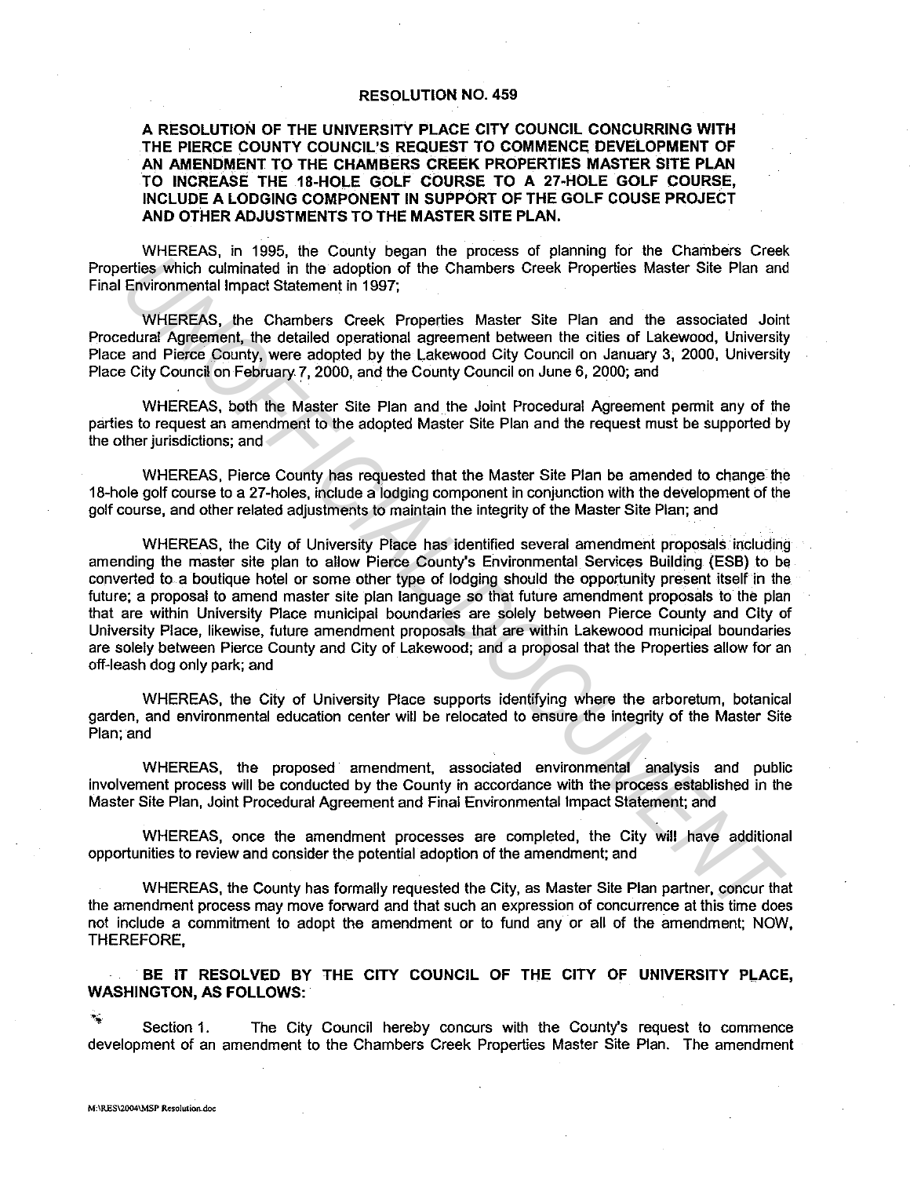# RESOLUTION NO. 459

**A RESOLUTION OF THE UNIVERSITY PLACE CITY COUNCIL CONCURRING WITH THE PIERCE COUNTY COUNCIL'S REQUEST TO COMMENCE DEVELOPMENT OF AN AMENDMENT TO THE CHAMBERS CREEK PROPERTIES MASTER SITE PLAN TO INCREASE THE 18-HOLE GOLF COURSE TO A 27-HOLE GOLF COURSE, INCLUDE A LODGING COMPONENT IN SUPPORT OF THE GOLF COUSE PROJECT AND OTHER ADJUSTMENTS TO THE MASTER SITE PLAN.**

WHEREAS, in 1995, the County began the process of planning for the Chambers Creek Properties which culminated in the adoption of the Chambers Creek Properties Master Site Plan and Final Environmental Impact Statement in 1997;

WHEREAS, the Chambers Creek Properties Master Site Plan and the associated Joint Procedural Agreement, the detailed operational agreement between the cities of Lakewood, University Place and Pierce County, were adopted by the Lakewood City Council on January 3, 2000, University Place City Council on February 7, 2000, and the County Council on June 6, 2000; and

WHEREAS, both the Master Site Plan and the Joint Procedural Agreement permit any of the parties to request an amendment to the adopted Master Site Plan and the request must be supported by the other jurisdictions; and

WHEREAS, Pierce County has requested that the Master Site Plan be amended to change the 18-hole golf course to a 27-holes, include a lodging component in conjunction with the development of the golf course, and other related adjustments to maintain the integrity of the Master Site Plan; and

WHEREAS, the City of University Place has identified several amendment proposals including amending the master site plan to allow Pierce County's Environmental Services Building (ESB) to be converted to a boutique hotel or some other type of lodging should the opportunity present itself in the future; a proposal to amend master site plan language so that future amendment proposals to the plan that are within University Place municipal boundaries are solely between Pierce County and City of University Place, likewise, future amendment proposals that are within Lakewood municipal boundaries are solely between Pierce County and City of Lakewood; and a proposal that the Properties allow for an off-leash dog only park; and

WHEREAS, the City of University Place supports identifying where the arboretum, botanical garden, and environmental education center will be relocated to ensure the integrity of the Master Site Plan; and

WHEREAS, the proposed amendment, associated environmental analysis and public involvement process will be conducted by the County in accordance with the process established in the Master Site Plan, Joint Procedural Agreement and Final Environmental Impact Statement; and

WHEREAS, once the amendment processes are completed, the City will have additional opportunities to review and consider the potential adoption of the amendment; and

WHEREAS, the County has formally requested the City, as Master Site Plan partner, concur that the amendment process may move forward and that such an expression of concurrence at this time does not include a commitment to adopt the amendment or to fund any or all of the amendment; NOW, THEREFORE,

**BE IT RESOLVED BY THE CITY COUNCIL OF THE CITY OF UNIVERSITY PLACE, WASHINGTON, AS FOLLOWS:**

Section 1. The City Council hereby concurs with the County's request to commence development of an amendment to the Chambers Creek Properties Master Site Plan. The amendment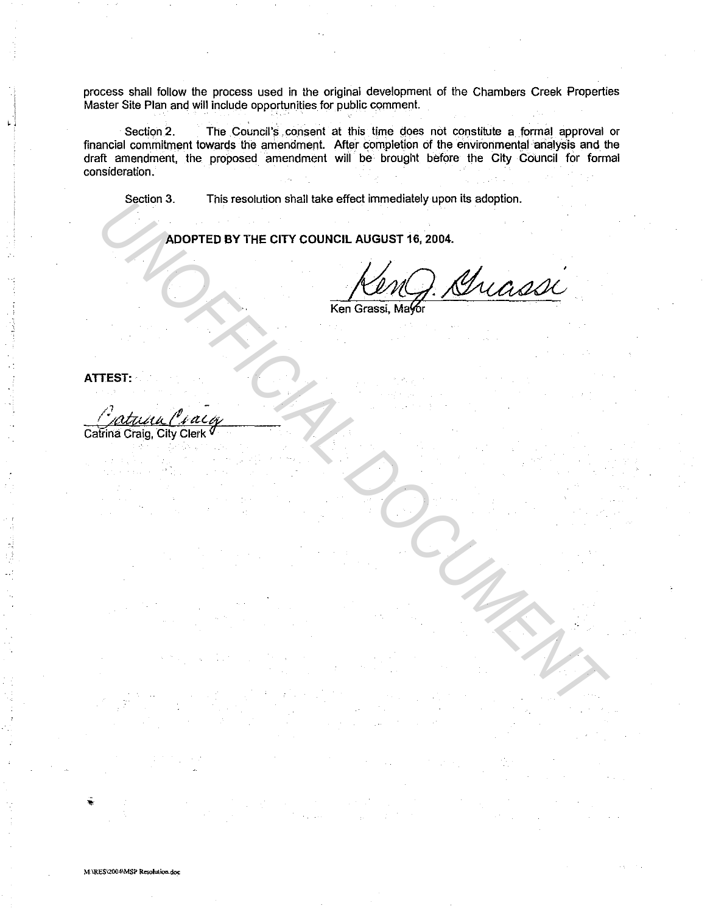process shall follow the process used in the original development of the Chambers Creek Properties Master Site Plan and will include opportunities for public comment.

Section 2. The Council's consent at this time does not constitute a formal approval or financial commitment towards the amendment. After completion of the environmental analysis and the draft amendment, the proposed amendment will be brought before the City Council for formal consideration.

Section 3. This resolution shall take effect immediately upon its adoption.

**ADOPTED BY THE CITY COUNCIL AUGUST 16, 2004.**

Ken G. Grassi

Ken Grassi, Mayor

**ATTEST:**

Catrina Craig

Catrina Craig, City Clerk

UNOFFICIAL DOCUMENT

M:\RES\2004\MSP Resolution.doc